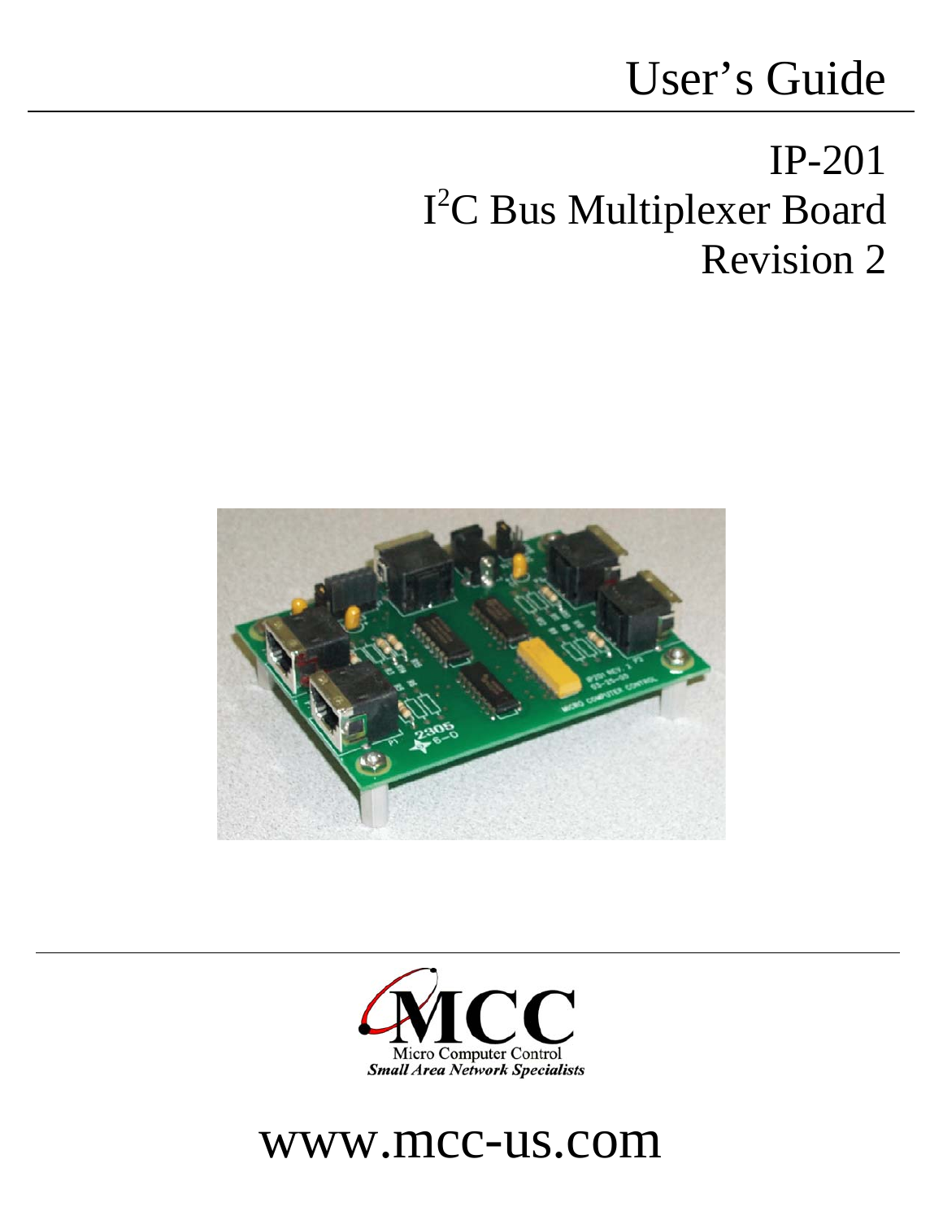# User's Guide

## IP-201

## $I^2C$ Bus Multiplexer Board

## Revision 2

MCC

Micro Computer Control

*Small Area Network Specialists*

www.mcc-us.com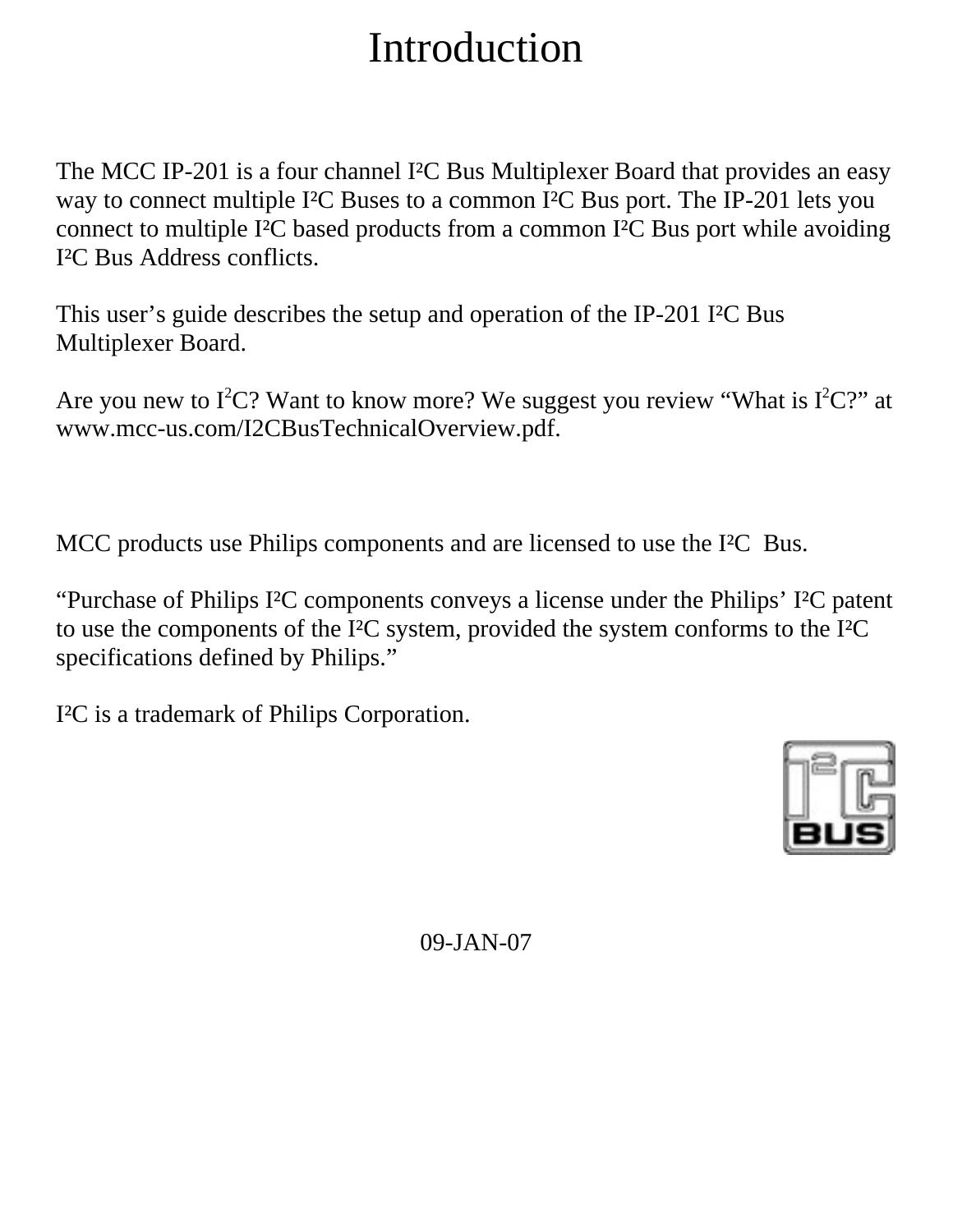# Introduction

The MCC IP-201 is a four channel I²C Bus Multiplexer Board that provides an easy way to connect multiple I²C Buses to a common I²C Bus port. The IP-201 lets you connect to multiple I²C based products from a common I²C Bus port while avoiding I²C Bus Address conflicts.

This user's guide describes the setup and operation of the IP-201 I²C Bus Multiplexer Board.

Are you new to I²C? Want to know more? We suggest you review "What is I²C?" at www.mcc-us.com/I2CBusTechnicalOverview.pdf.

MCC products use Philips components and are licensed to use the I²C Bus.

"Purchase of Philips I²C components conveys a license under the Philips' I²C patent to use the components of the I²C system, provided the system conforms to the I²C specifications defined by Philips."

I²C is a trademark of Philips Corporation.

09-JAN-07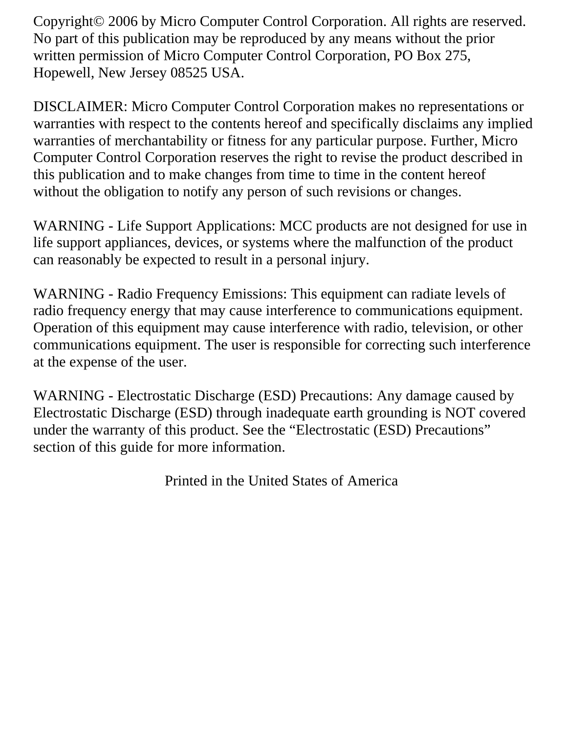Copyright© 2006 by Micro Computer Control Corporation. All rights are reserved. No part of this publication may be reproduced by any means without the prior written permission of Micro Computer Control Corporation, PO Box 275, Hopewell, New Jersey 08525 USA.

DISCLAIMER: Micro Computer Control Corporation makes no representations or warranties with respect to the contents hereof and specifically disclaims any implied warranties of merchantability or fitness for any particular purpose. Further, Micro Computer Control Corporation reserves the right to revise the product described in this publication and to make changes from time to time in the content hereof without the obligation to notify any person of such revisions or changes.

WARNING - Life Support Applications: MCC products are not designed for use in life support appliances, devices, or systems where the malfunction of the product can reasonably be expected to result in a personal injury.

WARNING - Radio Frequency Emissions: This equipment can radiate levels of radio frequency energy that may cause interference to communications equipment. Operation of this equipment may cause interference with radio, television, or other communications equipment. The user is responsible for correcting such interference at the expense of the user.

WARNING - Electrostatic Discharge (ESD) Precautions: Any damage caused by Electrostatic Discharge (ESD) through inadequate earth grounding is NOT covered under the warranty of this product. See the “Electrostatic (ESD) Precautions” section of this guide for more information.

Printed in the United States of America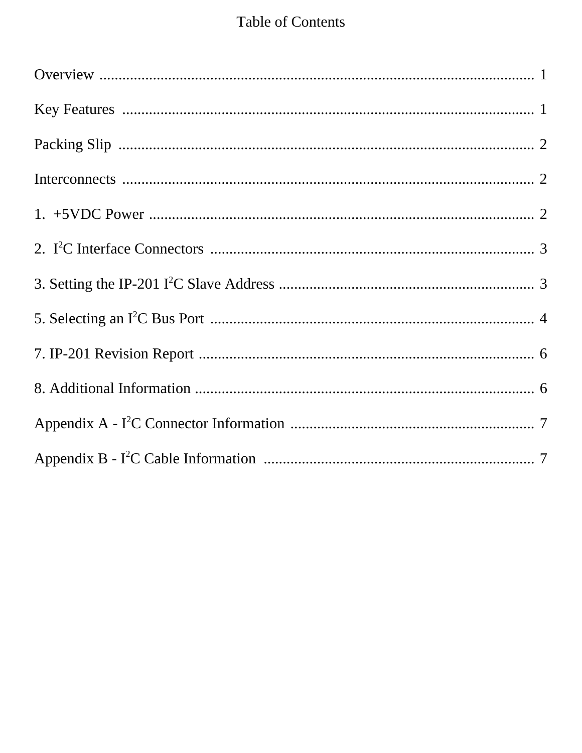# Table of Contents

Overview ........................................................................................................ 1

Key Features ................................................................................................. 1

Packing Slip ................................................................................................. 2

Interconnects ................................................................................................ 2

1. +5VDC Power ........................................................................................... 2

2. $I^2C$ Interface Connectors ....................................................................... 3

3. Setting the IP-201 $I^2C$ Slave Address ........................................................ 3

5. Selecting an $I^2C$ Bus Port ........................................................................ 4

7. IP-201 Revision Report ............................................................................... 6

8. Additional Information ................................................................................ 6

Appendix A - $I^2C$ Connector Information ..................................................... 7

Appendix B - $I^2C$ Cable Information ............................................................ 7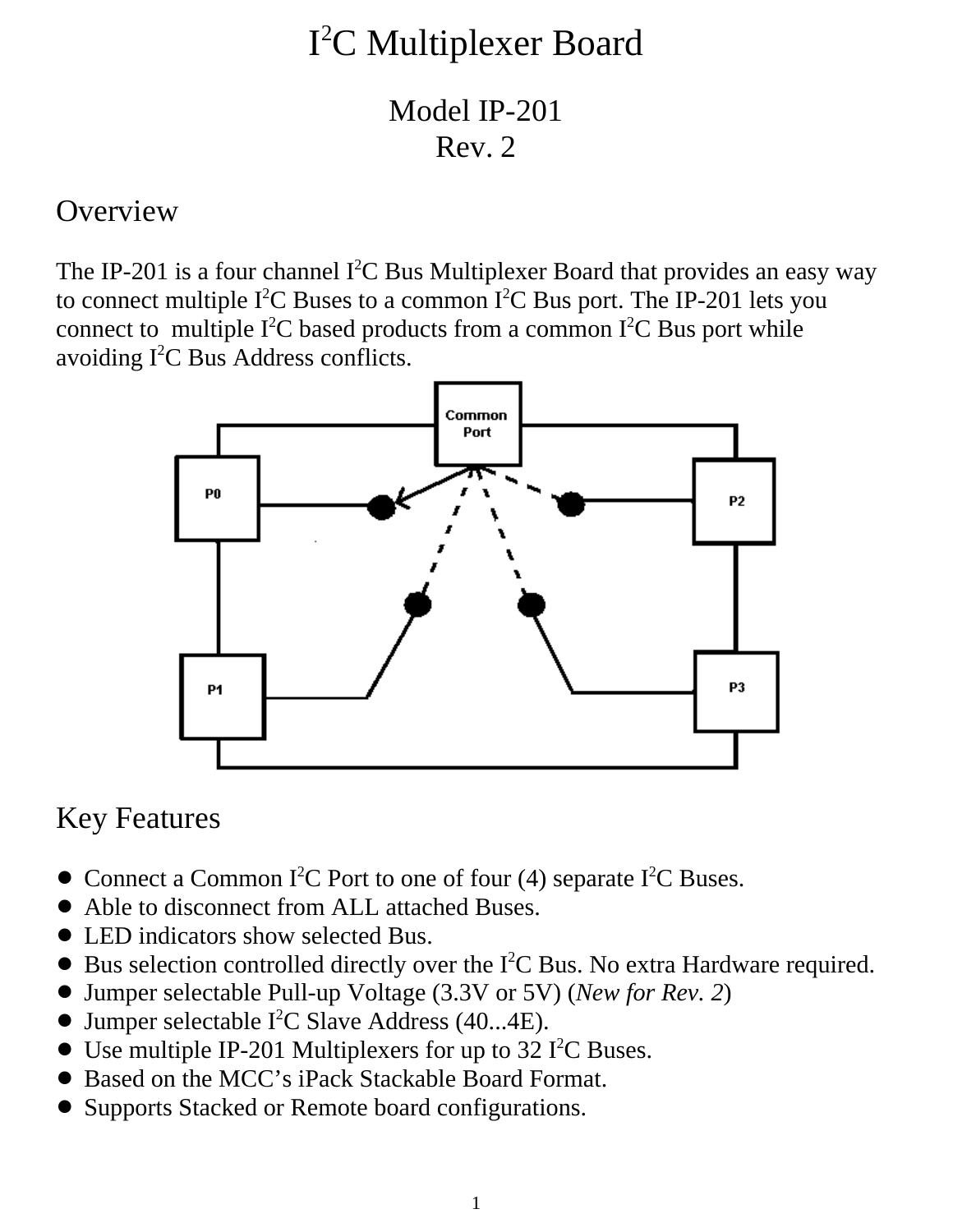# I$^2$C Multiplexer Board

## Model IP-201
## Rev. 2

## Overview

The IP-201 is a four channel I$^2$C Bus Multiplexer Board that provides an easy way to connect multiple I$^2$C Buses to a common I$^2$C Bus port. The IP-201 lets you connect to multiple I$^2$C based products from a common I$^2$C Bus port while avoiding I$^2$C Bus Address conflicts.

## Key Features

- Connect a Common I$^2$C Port to one of four (4) separate I$^2$C Buses.
- Able to disconnect from ALL attached Buses.
- LED indicators show selected Bus.
- Bus selection controlled directly over the I$^2$C Bus. No extra Hardware required.
- Jumper selectable Pull-up Voltage (3.3V or 5V) (*New for Rev. 2*)
- Jumper selectable I$^2$C Slave Address (40...4E).
- Use multiple IP-201 Multiplexers for up to 32 I$^2$C Buses.
- Based on the MCC's iPack Stackable Board Format.
- Supports Stacked or Remote board configurations.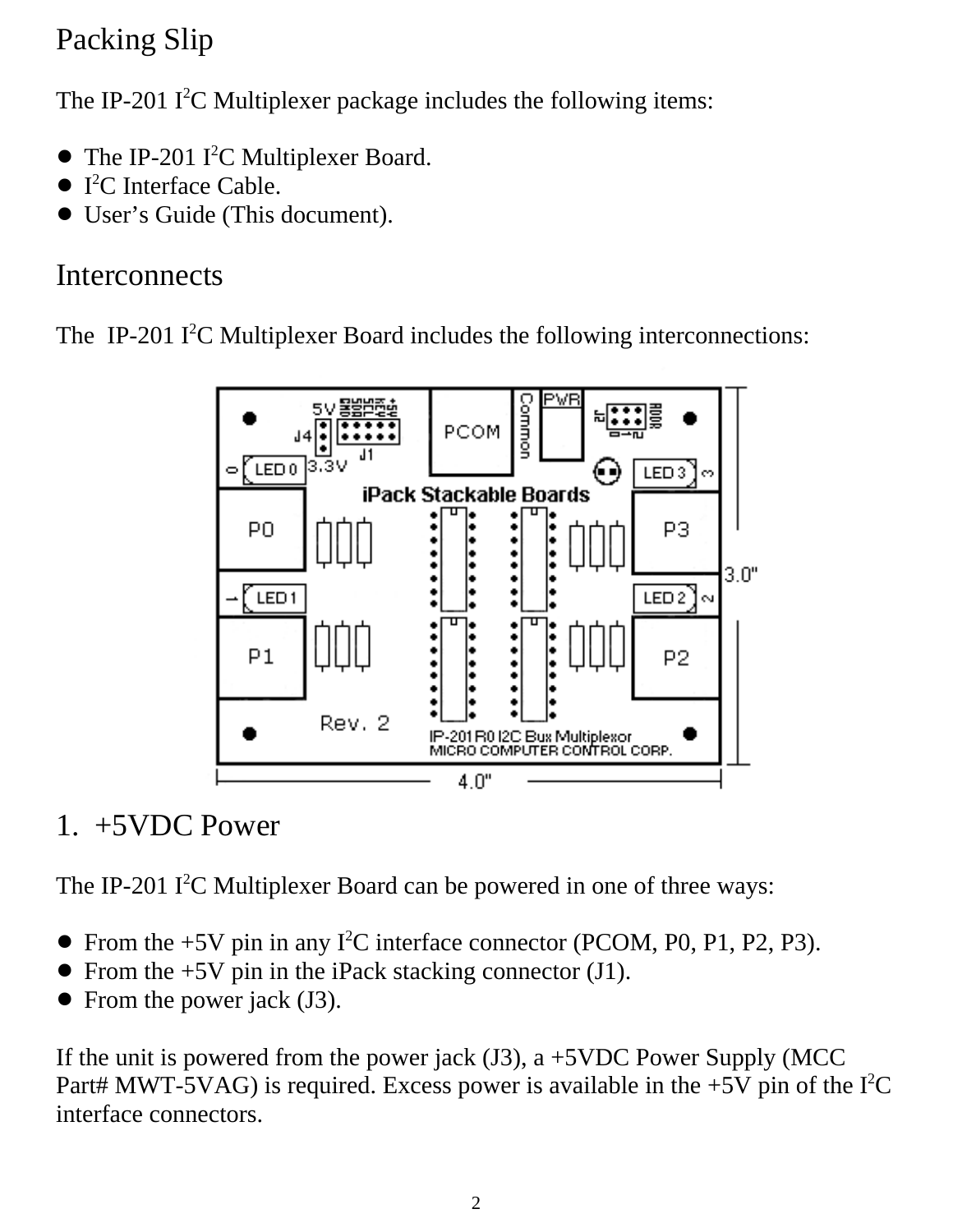# Packing Slip

The IP-201 $I^2C$ Multiplexer package includes the following items:

- The IP-201 $I^2C$ Multiplexer Board.
- $I^2C$ Interface Cable.
- User's Guide (This document).

# Interconnects

The IP-201 $I^2C$ Multiplexer Board includes the following interconnections:

# 1. +5VDC Power

The IP-201 $I^2C$ Multiplexer Board can be powered in one of three ways:

- From the +5V pin in any $I^2C$ interface connector (PCOM, P0, P1, P2, P3).
- From the +5V pin in the iPack stacking connector (J1).
- From the power jack (J3).

If the unit is powered from the power jack (J3), a +5VDC Power Supply (MCC Part# MWT-5VAG) is required. Excess power is available in the +5V pin of the $I^2C$ interface connectors.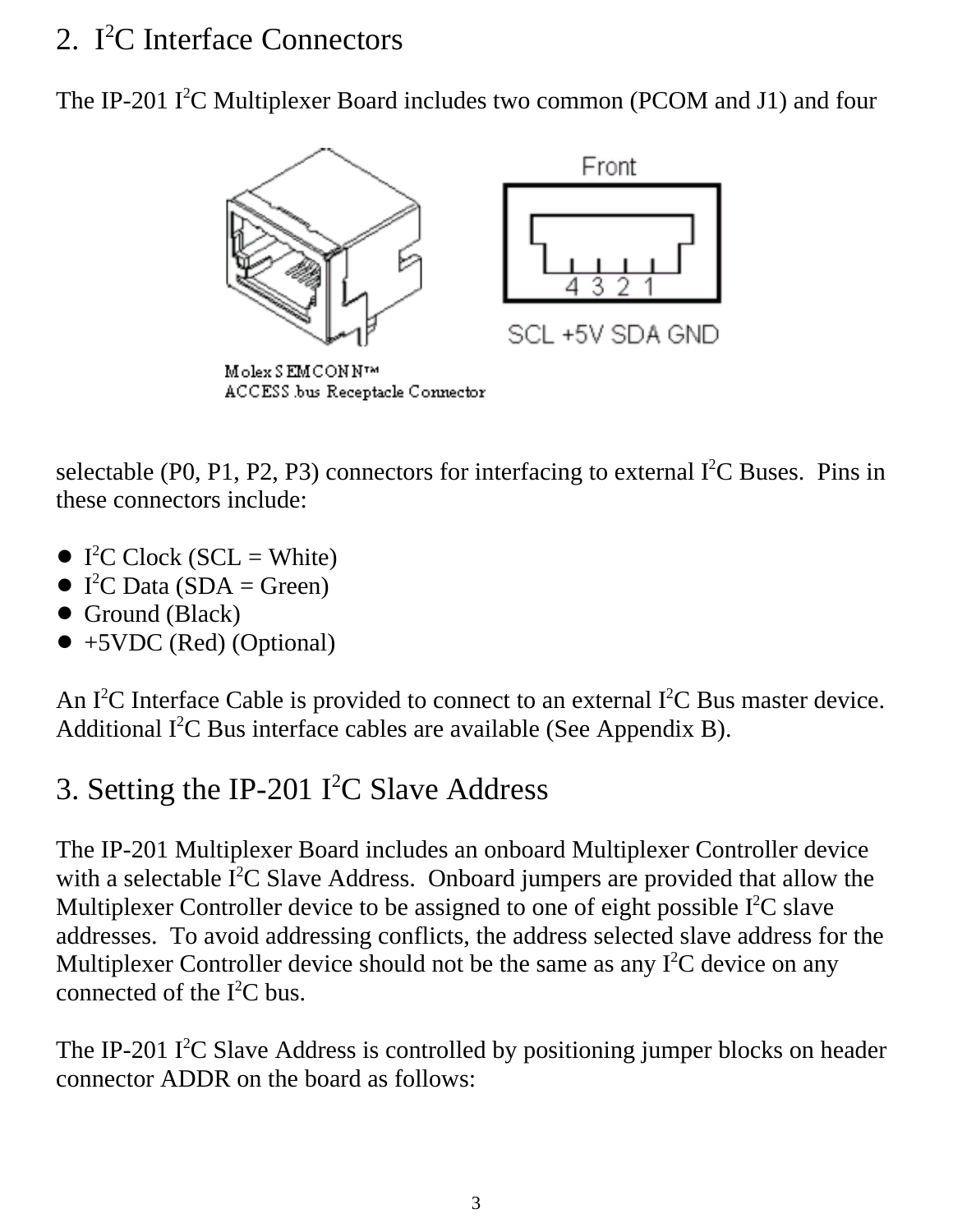## 2. I$^2$C Interface Connectors

The IP-201 I$^2$C Multiplexer Board includes two common (PCOM and J1) and four

Front

4 3 2 1

SCL +5V SDA GND

Molex SEMCONN™
ACCESS.bus Receptacle Connector

selectable (P0, P1, P2, P3) connectors for interfacing to external I$^2$C Buses. Pins in these connectors include:

- I$^2$C Clock (SCL = White)
- I$^2$C Data (SDA = Green)
- Ground (Black)
- +5VDC (Red) (Optional)

An I$^2$C Interface Cable is provided to connect to an external I$^2$C Bus master device. Additional I$^2$C Bus interface cables are available (See Appendix B).

## 3. Setting the IP-201 I$^2$C Slave Address

The IP-201 Multiplexer Board includes an onboard Multiplexer Controller device with a selectable I$^2$C Slave Address. Onboard jumpers are provided that allow the Multiplexer Controller device to be assigned to one of eight possible I$^2$C slave addresses. To avoid addressing conflicts, the address selected slave address for the Multiplexer Controller device should not be the same as any I$^2$C device on any connected of the I$^2$C bus.

The IP-201 I$^2$C Slave Address is controlled by positioning jumper blocks on header connector ADDR on the board as follows: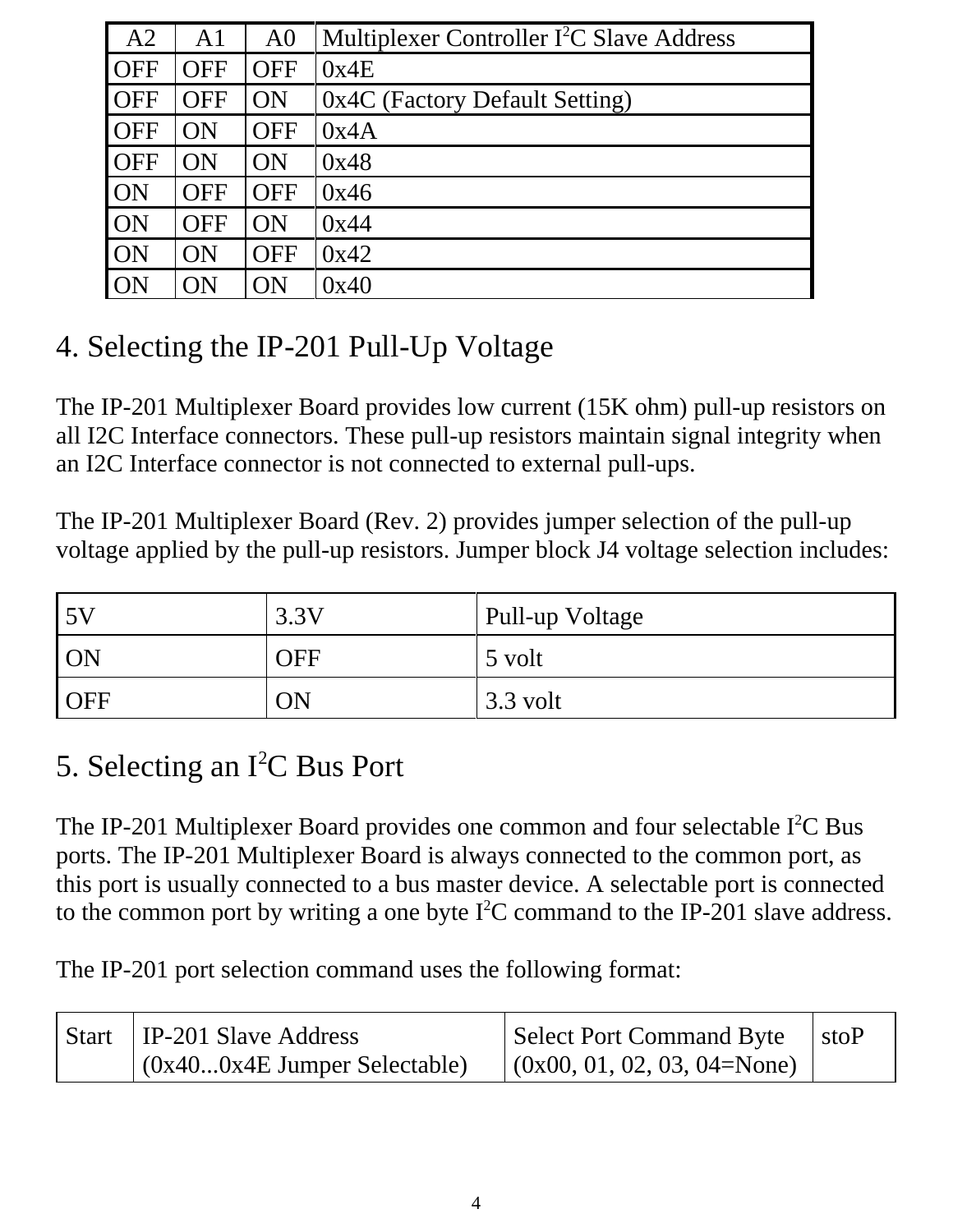| A2 | A1 | A0 | Multiplexer Controller I$^2$C Slave Address |
|---|---|---|---|
| OFF | OFF | OFF | 0x4E |
| OFF | OFF | ON | 0x4C (Factory Default Setting) |
| OFF | ON | OFF | 0x4A |
| OFF | ON | ON | 0x48 |
| ON | OFF | OFF | 0x46 |
| ON | OFF | ON | 0x44 |
| ON | ON | OFF | 0x42 |
| ON | ON | ON | 0x40 |

## 4. Selecting the IP-201 Pull-Up Voltage

The IP-201 Multiplexer Board provides low current (15K ohm) pull-up resistors on all I2C Interface connectors. These pull-up resistors maintain signal integrity when an I2C Interface connector is not connected to external pull-ups.

The IP-201 Multiplexer Board (Rev. 2) provides jumper selection of the pull-up voltage applied by the pull-up resistors. Jumper block J4 voltage selection includes:

| 5V | 3.3V | Pull-up Voltage |
|---|---|---|
| ON | OFF | 5 volt |
| OFF | ON | 3.3 volt |

## 5. Selecting an I$^2$C Bus Port

The IP-201 Multiplexer Board provides one common and four selectable I$^2$C Bus ports. The IP-201 Multiplexer Board is always connected to the common port, as this port is usually connected to a bus master device. A selectable port is connected to the common port by writing a one byte I$^2$C command to the IP-201 slave address.

The IP-201 port selection command uses the following format:

| Start | IP-201 Slave Address (0x40...0x4E Jumper Selectable) | Select Port Command Byte (0x00, 01, 02, 03, 04=None) | stoP |
|---|---|---|---|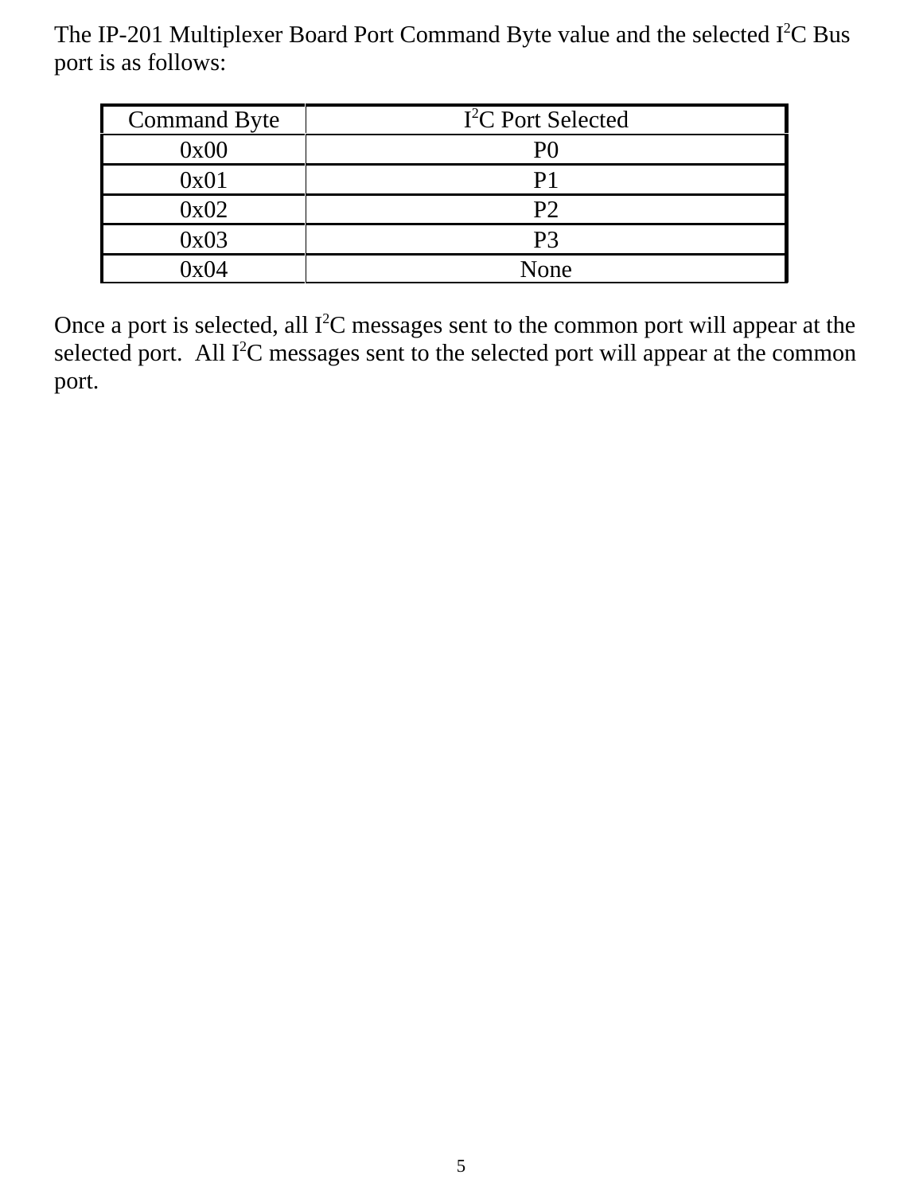The IP-201 Multiplexer Board Port Command Byte value and the selected $I^2C$ Bus port is as follows:

| Command Byte | $I^2C$ Port Selected |
|---|---|
| 0x00 | P0 |
| 0x01 | P1 |
| 0x02 | P2 |
| 0x03 | P3 |
| 0x04 | None |

Once a port is selected, all $I^2C$ messages sent to the common port will appear at the selected port. All $I^2C$ messages sent to the selected port will appear at the common port.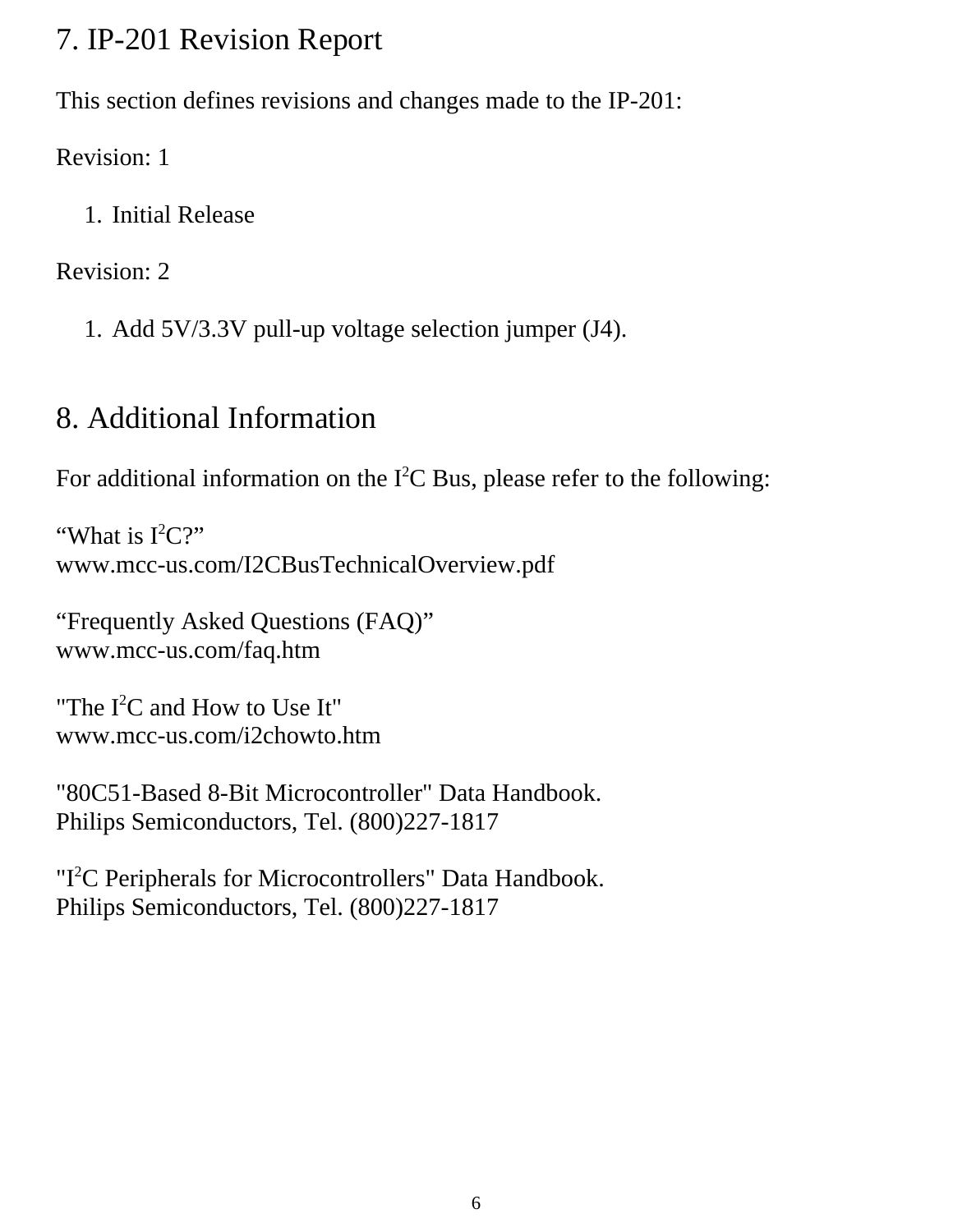# 7. IP-201 Revision Report

This section defines revisions and changes made to the IP-201:

Revision: 1

1. Initial Release

Revision: 2

1. Add 5V/3.3V pull-up voltage selection jumper (J4).

# 8. Additional Information

For additional information on the $I^2C$ Bus, please refer to the following:

“What is $I^2C$?”
www.mcc-us.com/I2CBusTechnicalOverview.pdf

“Frequently Asked Questions (FAQ)”
www.mcc-us.com/faq.htm

"The $I^2C$ and How to Use It"
www.mcc-us.com/i2chowto.htm

"80C51-Based 8-Bit Microcontroller" Data Handbook.
Philips Semiconductors, Tel. (800)227-1817

"$I^2C$ Peripherals for Microcontrollers" Data Handbook.
Philips Semiconductors, Tel. (800)227-1817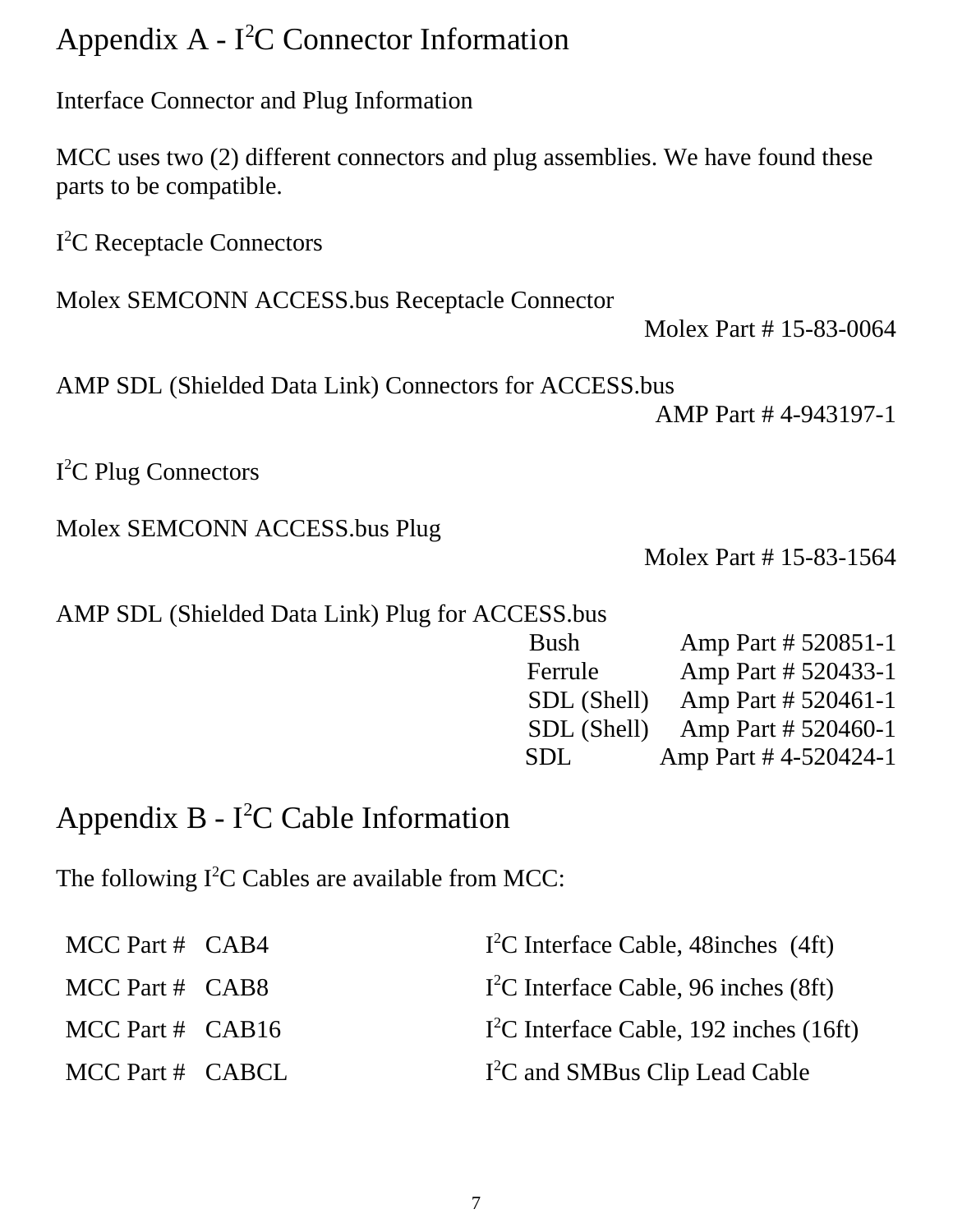# Appendix A - $I^2C$ Connector Information

Interface Connector and Plug Information

MCC uses two (2) different connectors and plug assemblies. We have found these parts to be compatible.

$I^2C$ Receptacle Connectors

Molex SEMCONN ACCESS.bus Receptacle Connector

Molex Part # 15-83-0064

AMP SDL (Shielded Data Link) Connectors for ACCESS.bus

AMP Part # 4-943197-1

$I^2C$ Plug Connectors

Molex SEMCONN ACCESS.bus Plug

Molex Part # 15-83-1564

AMP SDL (Shielded Data Link) Plug for ACCESS.bus

| | |
|---|---|
| Bush | Amp Part # 520851-1 |
| Ferrule | Amp Part # 520433-1 |
| SDL (Shell) | Amp Part # 520461-1 |
| SDL (Shell) | Amp Part # 520460-1 |
| SDL | Amp Part # 4-520424-1 |

# Appendix B - $I^2C$ Cable Information

The following $I^2C$ Cables are available from MCC:

| | | |
|---|---|---|
| MCC Part # | CAB4 | $I^2C$ Interface Cable, 48inches (4ft) |
| MCC Part # | CAB8 | $I^2C$ Interface Cable, 96 inches (8ft) |
| MCC Part # | CAB16 | $I^2C$ Interface Cable, 192 inches (16ft) |
| MCC Part # | CABCL | $I^2C$ and SMBus Clip Lead Cable |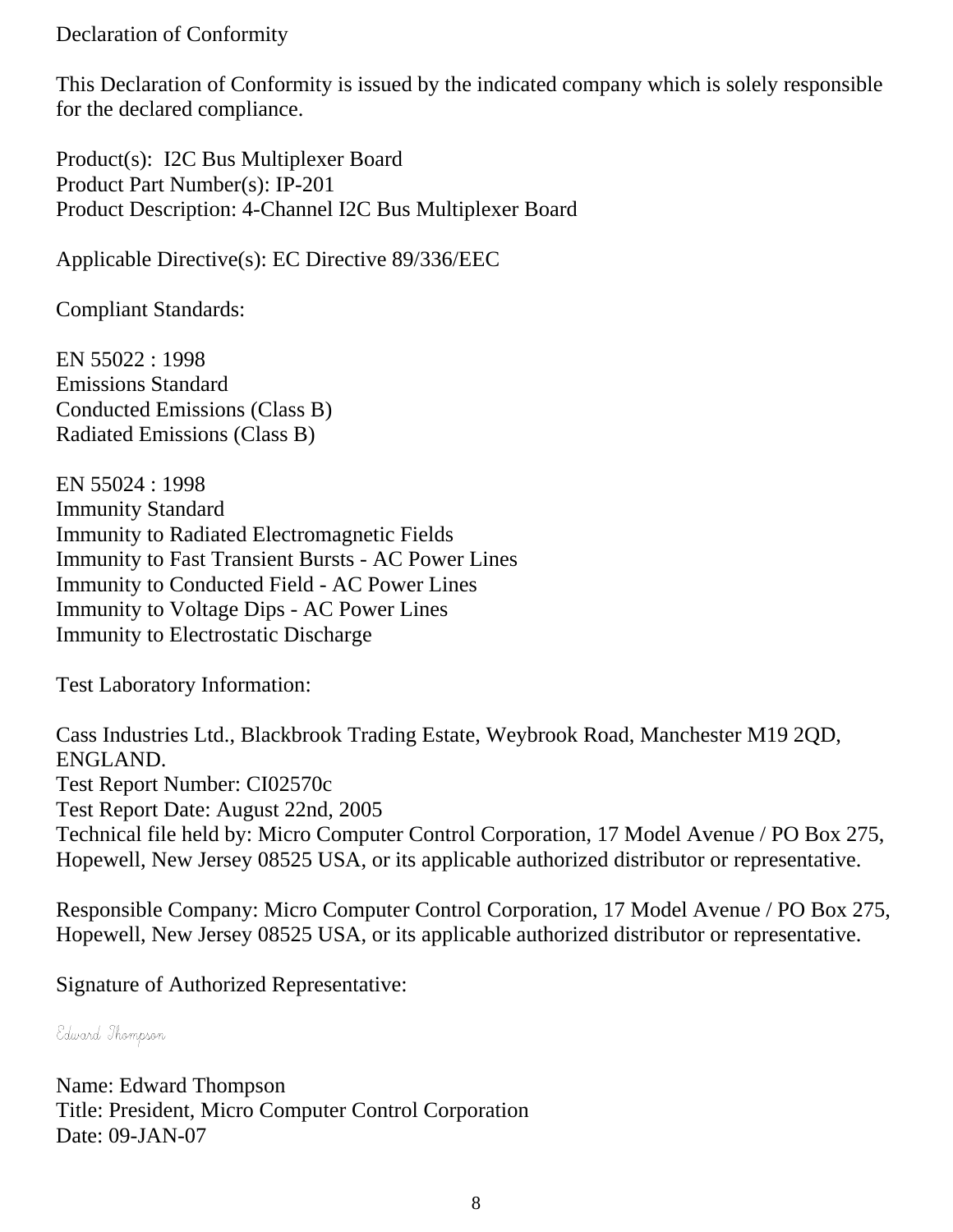# Declaration of Conformity

This Declaration of Conformity is issued by the indicated company which is solely responsible for the declared compliance.

Product(s): I2C Bus Multiplexer Board
Product Part Number(s): IP-201
Product Description: 4-Channel I2C Bus Multiplexer Board

Applicable Directive(s): EC Directive 89/336/EEC

Compliant Standards:

EN 55022 : 1998
Emissions Standard
Conducted Emissions (Class B)
Radiated Emissions (Class B)

EN 55024 : 1998
Immunity Standard
Immunity to Radiated Electromagnetic Fields
Immunity to Fast Transient Bursts - AC Power Lines
Immunity to Conducted Field - AC Power Lines
Immunity to Voltage Dips - AC Power Lines
Immunity to Electrostatic Discharge

Test Laboratory Information:

Cass Industries Ltd., Blackbrook Trading Estate, Weybrook Road, Manchester M19 2QD, ENGLAND.
Test Report Number: CI02570c
Test Report Date: August 22nd, 2005
Technical file held by: Micro Computer Control Corporation, 17 Model Avenue / PO Box 275, Hopewell, New Jersey 08525 USA, or its applicable authorized distributor or representative.

Responsible Company: Micro Computer Control Corporation, 17 Model Avenue / PO Box 275, Hopewell, New Jersey 08525 USA, or its applicable authorized distributor or representative.

Signature of Authorized Representative:

*Edward Thompson*

Name: Edward Thompson
Title: President, Micro Computer Control Corporation
Date: 09-JAN-07